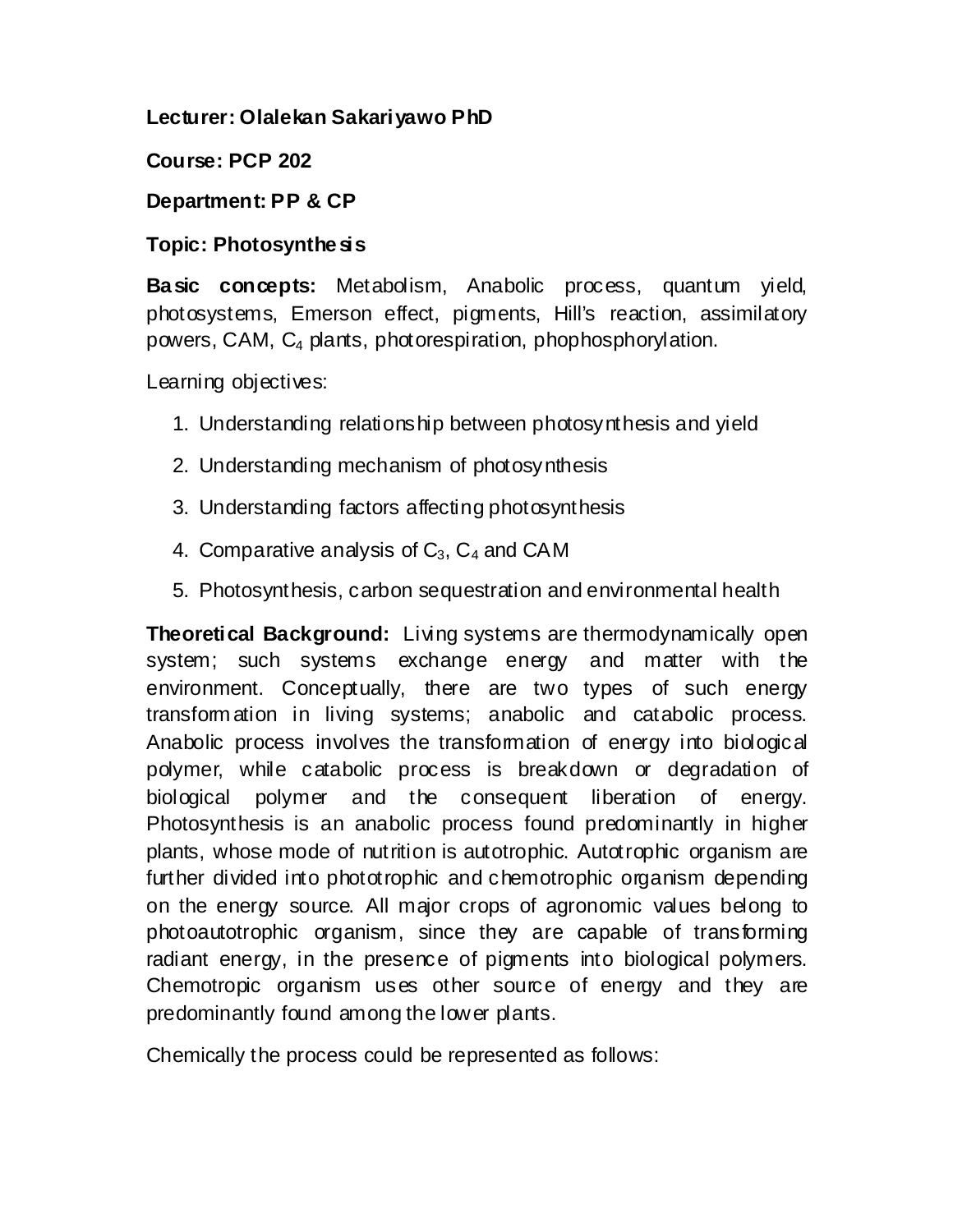**Lecturer: Olalekan Sakariyawo PhD**

**Course: PCP 202**

**Department: PP & CP**

**Topic: Photosynthesis**

**Basic concepts:** Metabolism, Anabolic process, quantum yield, photosystems, Emerson effect, pigments, Hill's reaction, assimilatory powers, CAM, $C_4$ plants, photorespiration, phophosphorylation.

Learning objectives:

1. Understanding relationship between photosynthesis and yield
2. Understanding mechanism of photosynthesis
3. Understanding factors affecting photosynthesis
4. Comparative analysis of $C_3$, $C_4$ and CAM
5. Photosynthesis, carbon sequestration and environmental health

**Theoretical Background:** Living systems are thermodynamically open system; such systems exchange energy and matter with the environment. Conceptually, there are two types of such energy transformation in living systems; anabolic and catabolic process. Anabolic process involves the transformation of energy into biological polymer, while catabolic process is breakdown or degradation of biological polymer and the consequent liberation of energy. Photosynthesis is an anabolic process found predominantly in higher plants, whose mode of nutrition is autotrophic. Autotrophic organism are further divided into phototrophic and chemotrophic organism depending on the energy source. All major crops of agronomic values belong to photoautotrophic organism, since they are capable of transforming radiant energy, in the presence of pigments into biological polymers. Chemotropic organism uses other source of energy and they are predominantly found among the lower plants.

Chemically the process could be represented as follows: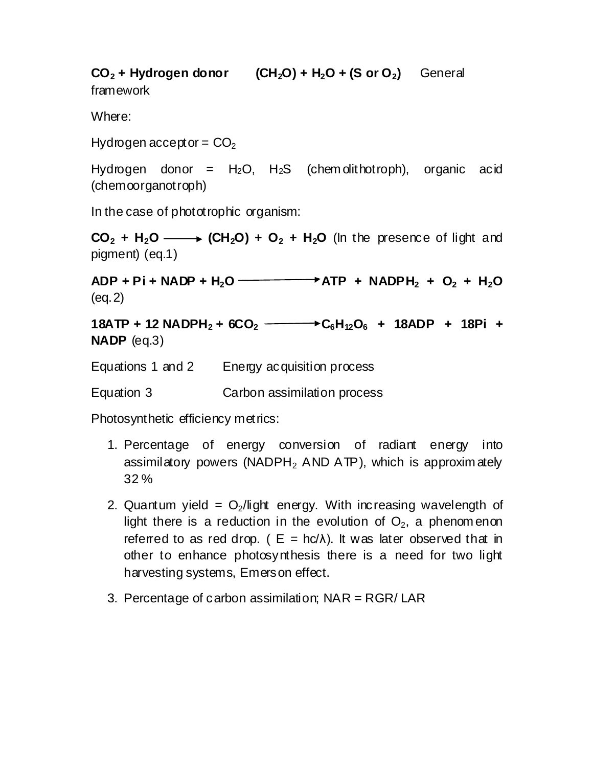**$CO_2$ + Hydrogen donor** **$(CH_2O) + H_2O$ + (S or $O_2$)** General framework

Where:

Hydrogen acceptor = $CO_2$

Hydrogen donor = $H_2O$, $H_2S$ (chemolithotroph), organic acid (chemoorganotroph)

In the case of phototrophic organism:

**$CO_2 + H_2O \longrightarrow (CH_2O) + O_2 + H_2O$** (In the presence of light and pigment) (eq.1)

**$ADP + Pi + NADP + H_2O \longrightarrow ATP + NADPH_2 + O_2 + H_2O$** (eq. 2)

**$18ATP + 12\ NADPH_2 + 6CO_2 \longrightarrow C_6H_{12}O_6 + 18ADP + 18Pi + NADP$** (eq.3)

Equations 1 and 2 Energy acquisition process

Equation 3 Carbon assimilation process

Photosynthetic efficiency metrics:

1. Percentage of energy conversion of radiant energy into assimilatory powers ($NADPH_2$ AND ATP), which is approximately 32 %
2. Quantum yield = $O_2$/light energy. With increasing wavelength of light there is a reduction in the evolution of $O_2$, a phenomenon referred to as red drop. ( $E = hc/\lambda$). It was later observed that in other to enhance photosynthesis there is a need for two light harvesting systems, Emerson effect.
3. Percentage of carbon assimilation; NAR = RGR/ LAR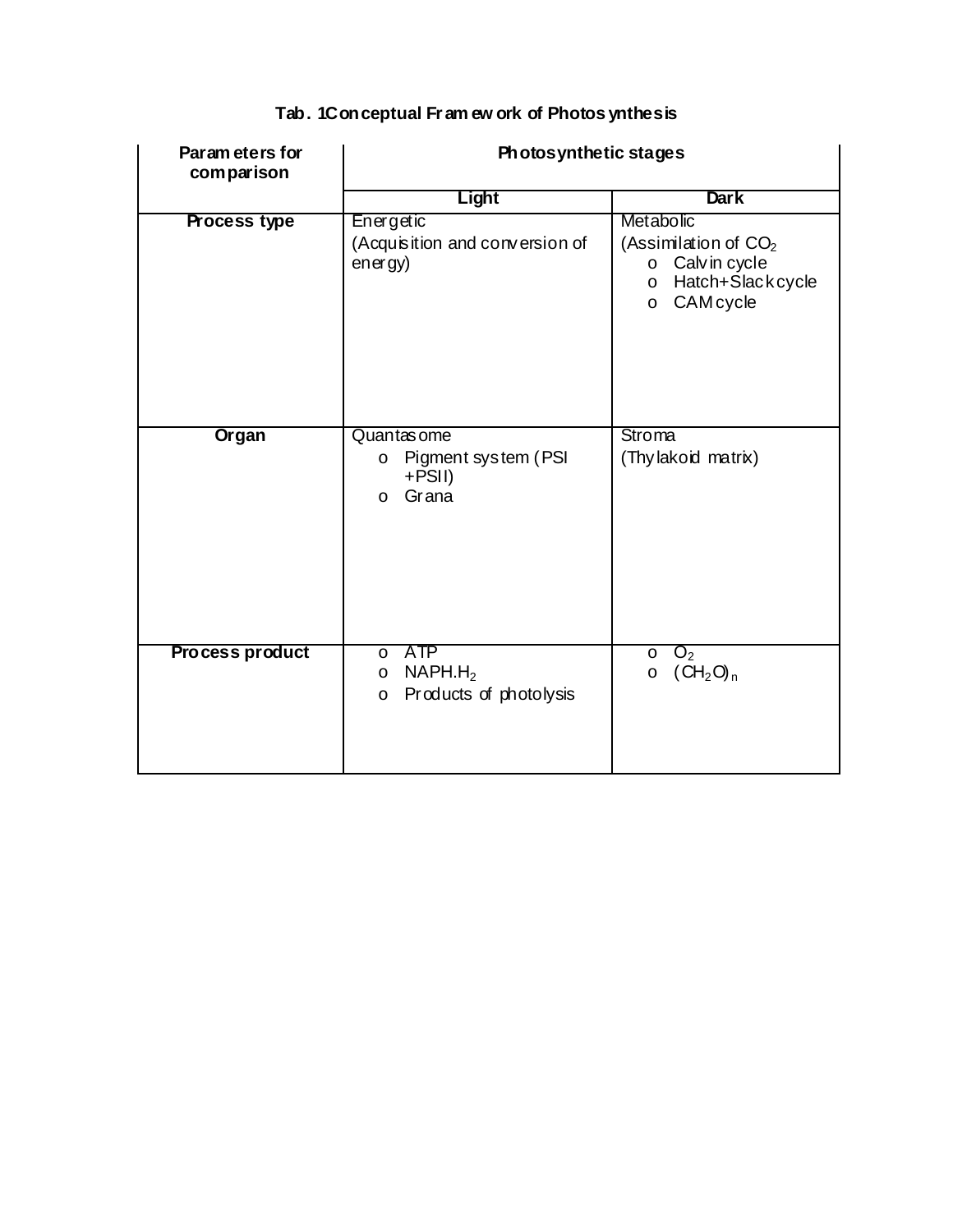**Tab. 1Conceptual Framework of Photosynthesis**

| Parameters for comparison | Photosynthetic stages | |
|---|---|---|
| | **Light** | **Dark** |
| **Process type** | Energetic (Acquisition and conversion of energy) | Metabolic (Assimilation of $CO_2$ <br>o Calvin cycle <br>o Hatch+Slack cycle <br>o CAM cycle |
| **Organ** | Quantasome <br>o Pigment system (PSI +PSII) <br>o Grana | Stroma (Thylakoid matrix) |
| **Process product** | o ATP <br>o $NAPH.H_2$ <br>o Products of photolysis | o $O_2$ <br>o $(CH_2O)_n$ |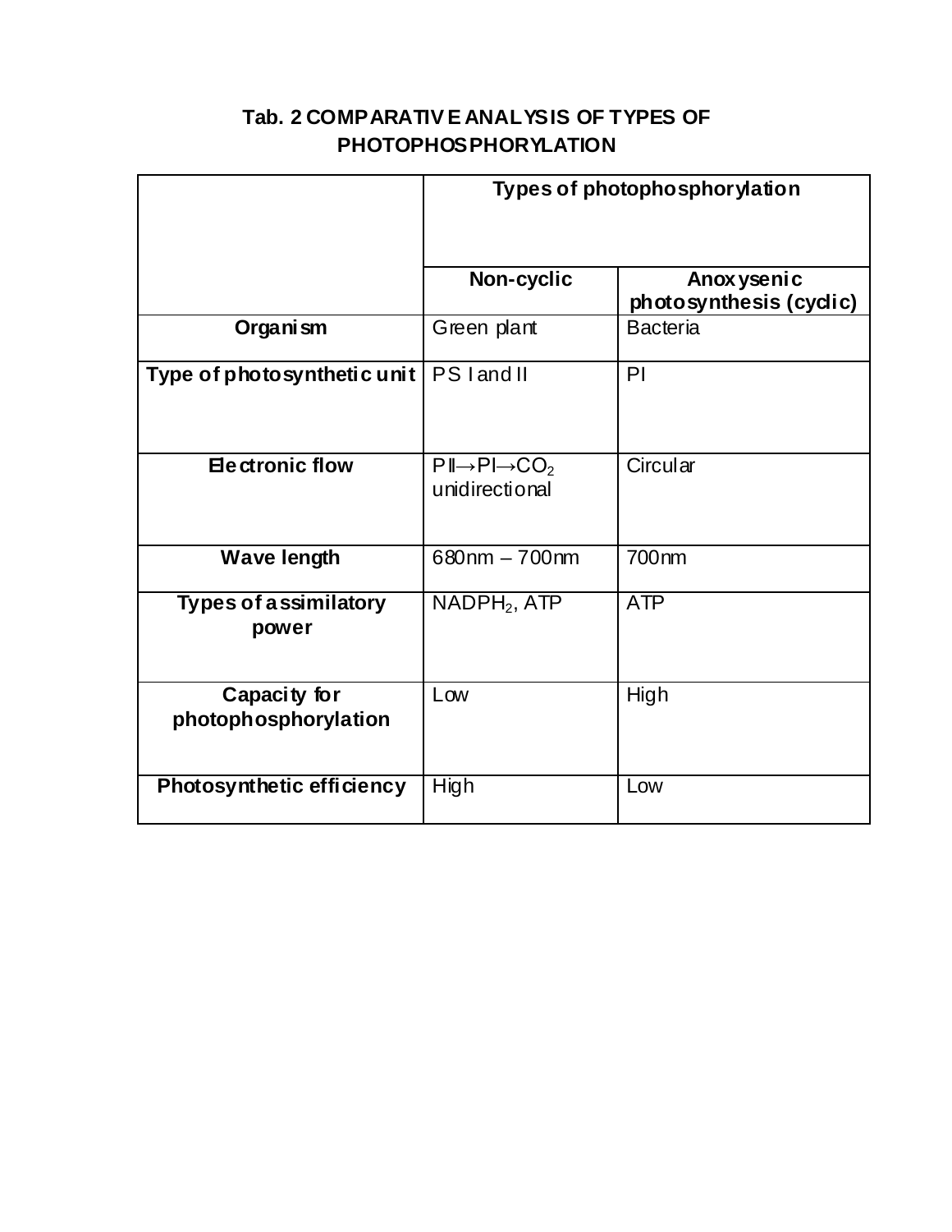**Tab. 2 COMPARATIVE ANALYSIS OF TYPES OF PHOTOPHOSPHORYLATION**

| | Types of photophosphorylation | |
|---|---|---|
| | **Non-cyclic** | **Anoxysenic photosynthesis (cyclic)** |
| **Organism** | Green plant | Bacteria |
| **Type of photosynthetic unit** | PS I and II | PI |
| **Electronic flow** | PII→PI→$CO_2$ unidirectional | Circular |
| **Wave length** | 680nm – 700nm | 700nm |
| **Types of assimilatory power** | $NADPH_2$, ATP | ATP |
| **Capacity for photophosphorylation** | Low | High |
| **Photosynthetic efficiency** | High | Low |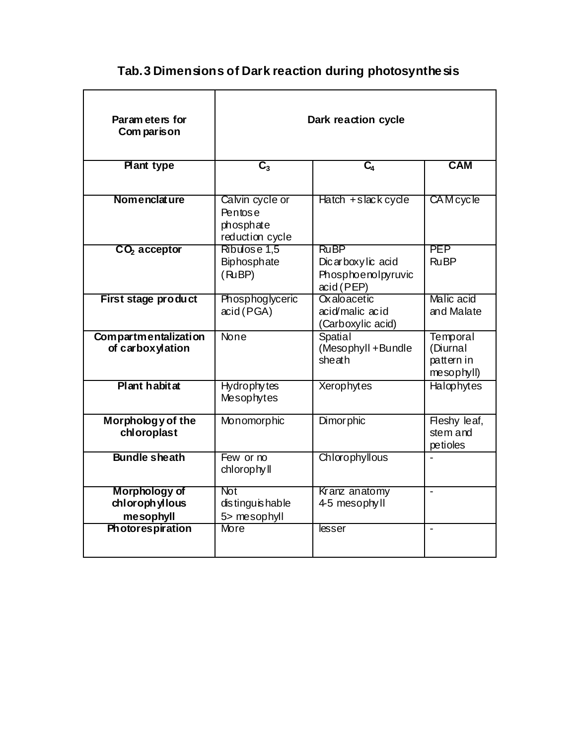## Tab.3 Dimensions of Dark reaction during photosynthesis

| **Parameters for Comparison** | **Dark reaction cycle** | | |
|---|---|---|---|
| **Plant type** | **$C_3$** | **$C_4$** | **CAM** |
| **Nomenclature** | Calvin cycle or Pentose phosphate reduction cycle | Hatch + slack cycle | CAM cycle |
| **$CO_2$ acceptor** | Ribulose 1,5 Biphosphate (RuBP) | RuBP Dicarboxylic acid Phosphoenolpyruvic acid (PEP) | PEP RuBP |
| **First stage product** | Phosphoglyceric acid (PGA) | Oxaloacetic acid/malic acid (Carboxylic acid) | Malic acid and Malate |
| **Compartmentalization of carboxylation** | None | Spatial (Mesophyll + Bundle sheath | Temporal (Diurnal pattern in mesophyll) |
| **Plant habitat** | Hydrophytes Mesophytes | Xerophytes | Halophytes |
| **Morphology of the chloroplast** | Monomorphic | Dimorphic | Fleshy leaf, stem and petioles |
| **Bundle sheath** | Few or no chlorophyll | Chlorophyllous | - |
| **Morphology of chlorophyllous mesophyll** | Not distinguishable 5> mesophyll | Kranz anatomy 4-5 mesophyll | - |
| **Photorespiration** | More | lesser | - |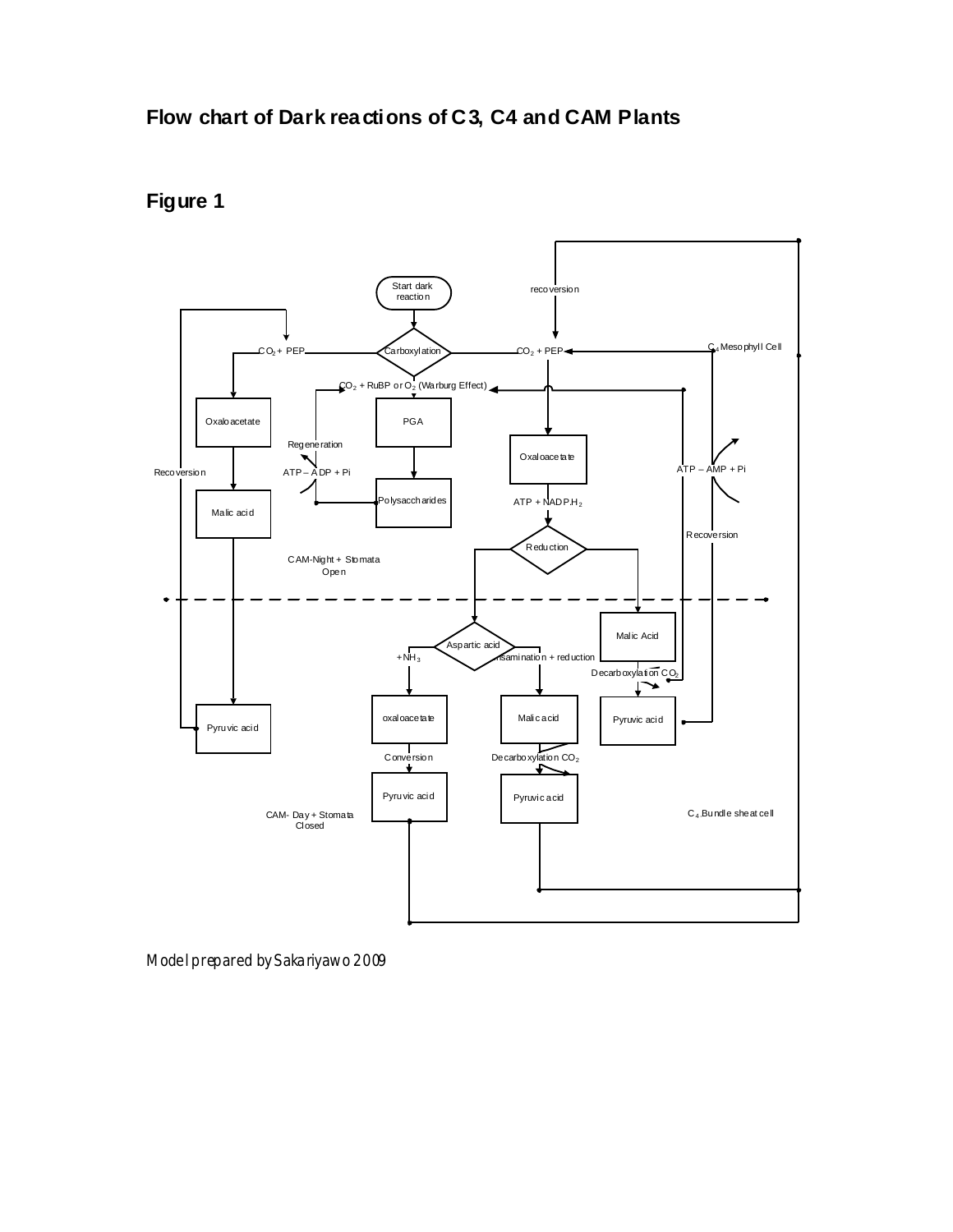## Flow chart of Dark reactions of C3, C4 and CAM Plants

### Figure 1

Start dark reaction

Carboxylation

$CO_2$ + PEP

$CO_2$ + PEP

$CO_2$ + RuBP or $O_2$ (Warburg Effect)

recoversion

$C_4$ Mesophyll Cell

Oxaloacetate

PGA

Regeneration

ATP – ADP + Pi

Polysaccharides

Oxaloacetate

ATP – AMP + Pi

Recoversion

Malic acid

ATP + NADP.$H_2$

Reduction

Recoversion

CAM-Night + Stomata Open

Malic Acid

Aspartic acid

+$NH_3$

Transamination + reduction

Decarboxylation $CO_2$

Pyruvic acid

oxaloacetate

Malic acid

Pyruvic acid

Conversion

Decarboxylation $CO_2$

Pyruvic acid

Pyruvic acid

CAM- Day + Stomata Closed

$C_4$.Bundle sheat cell

Model prepared by Sakariyawo 2009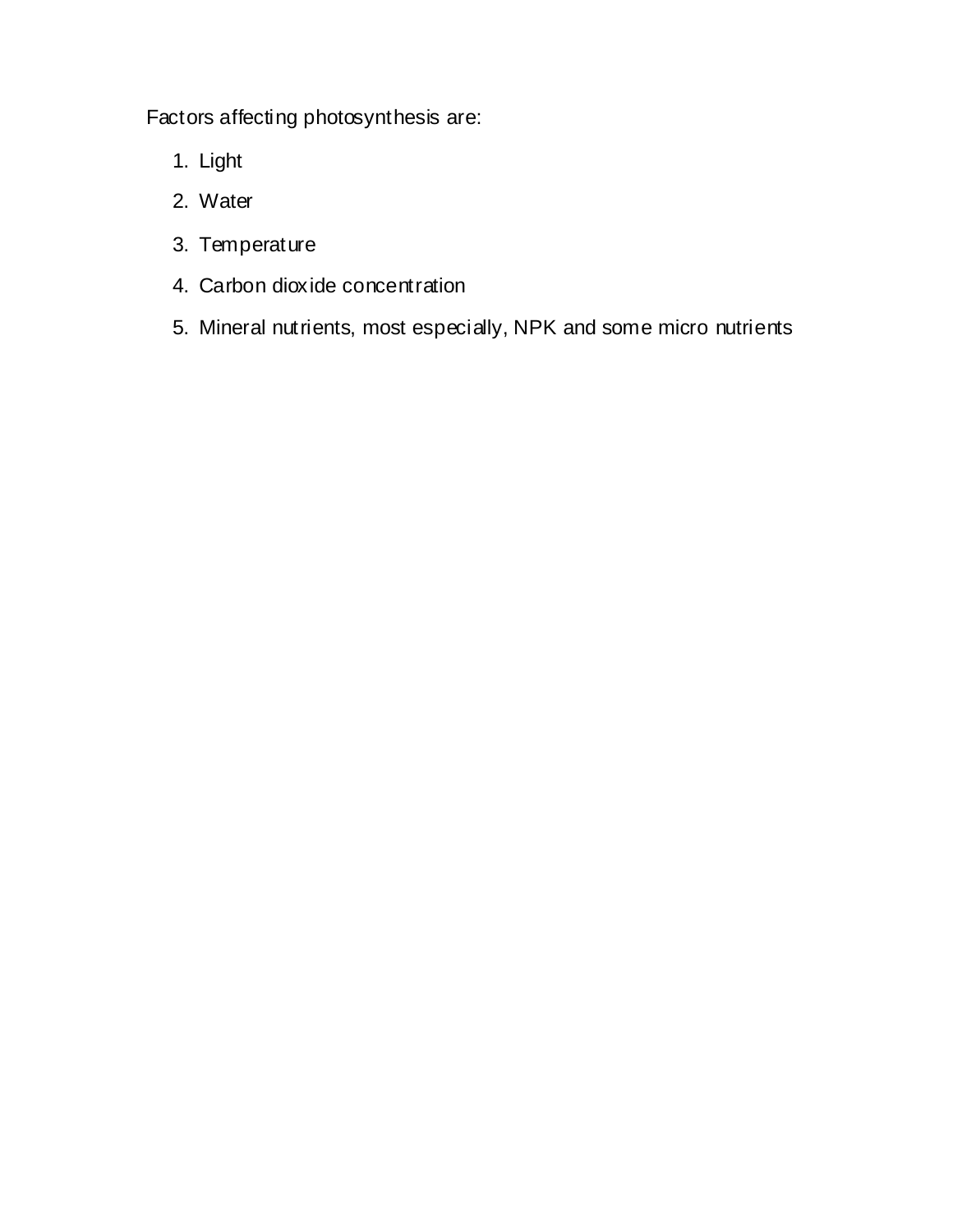Factors affecting photosynthesis are:

1. Light
2. Water
3. Temperature
4. Carbon dioxide concentration
5. Mineral nutrients, most especially, NPK and some micro nutrients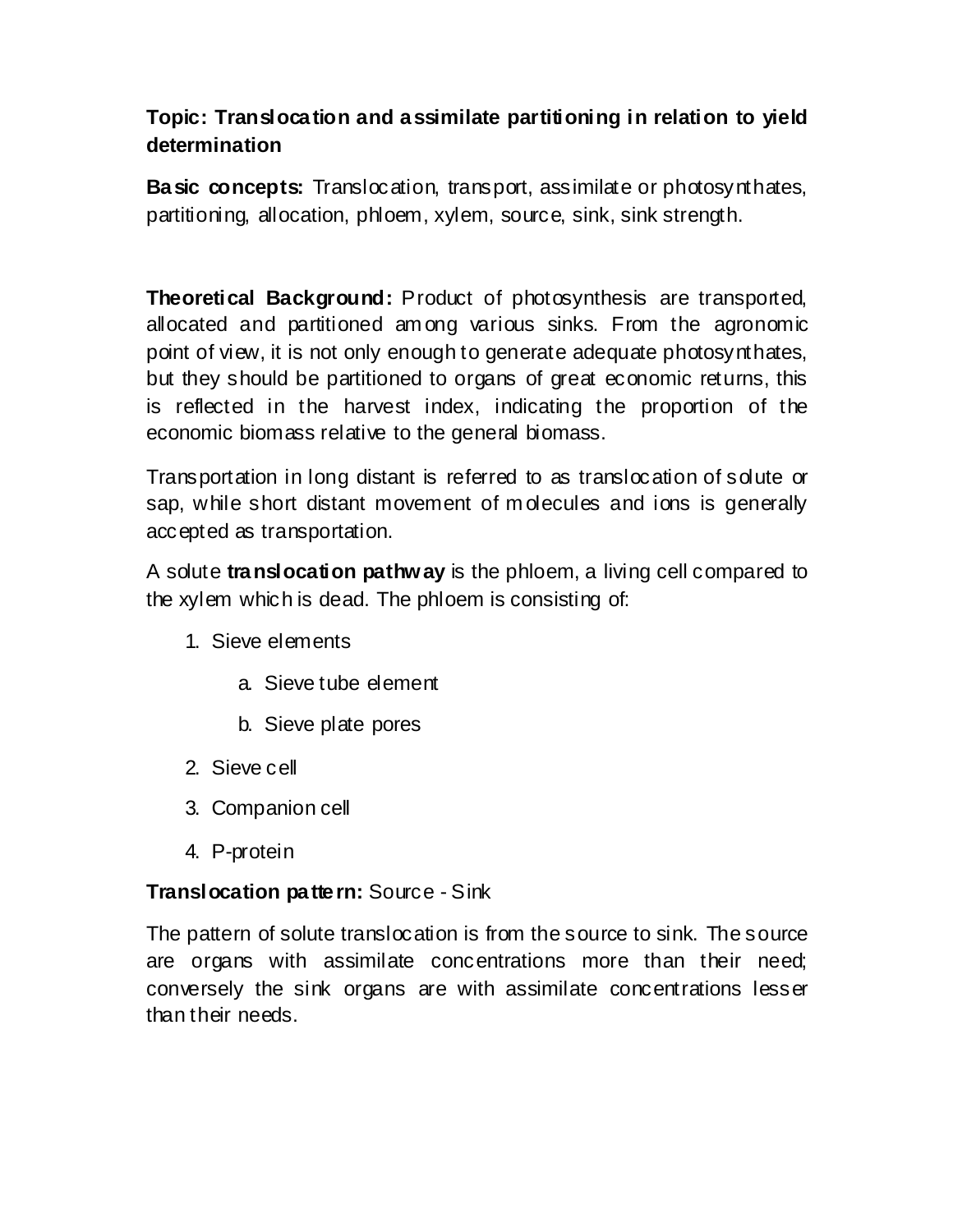**Topic: Translocation and assimilate partitioning in relation to yield determination**

**Basic concepts:** Translocation, transport, assimilate or photosynthates, partitioning, allocation, phloem, xylem, source, sink, sink strength.

**Theoretical Background:** Product of photosynthesis are transported, allocated and partitioned among various sinks. From the agronomic point of view, it is not only enough to generate adequate photosynthates, but they should be partitioned to organs of great economic returns, this is reflected in the harvest index, indicating the proportion of the economic biomass relative to the general biomass.

Transportation in long distant is referred to as translocation of solute or sap, while short distant movement of molecules and ions is generally accepted as transportation.

A solute **translocation pathway** is the phloem, a living cell compared to the xylem which is dead. The phloem is consisting of:

1. Sieve elements
    a. Sieve tube element
    b. Sieve plate pores
2. Sieve cell
3. Companion cell
4. P-protein

**Translocation pattern:** Source - Sink

The pattern of solute translocation is from the source to sink. The source are organs with assimilate concentrations more than their need; conversely the sink organs are with assimilate concentrations lesser than their needs.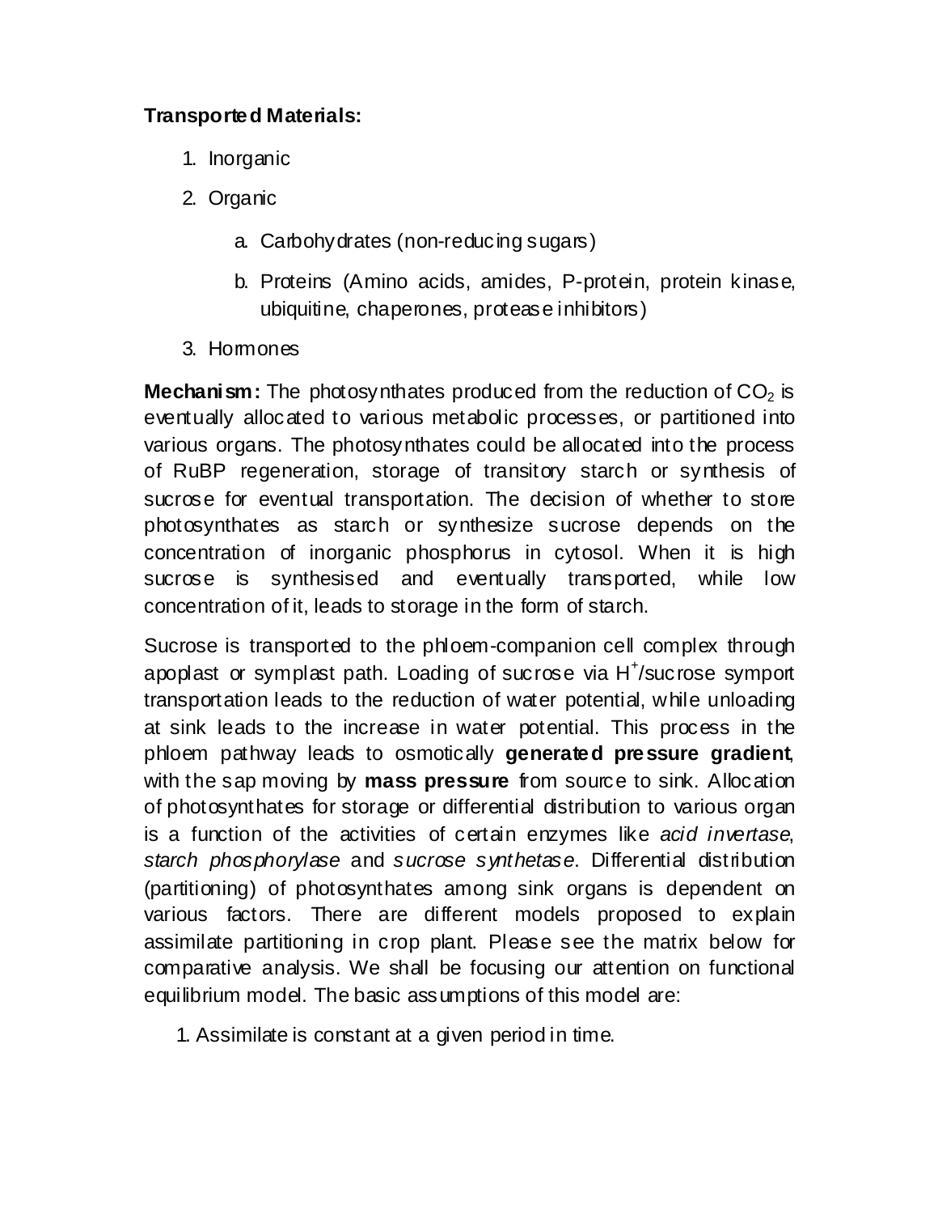**Transported Materials:**

1. Inorganic
2. Organic
    a. Carbohydrates (non-reducing sugars)
    b. Proteins (Amino acids, amides, P-protein, protein kinase, ubiquitine, chaperones, protease inhibitors)
3. Hormones

**Mechanism:** The photosynthates produced from the reduction of $CO_2$ is eventually allocated to various metabolic processes, or partitioned into various organs. The photosynthates could be allocated into the process of RuBP regeneration, storage of transitory starch or synthesis of sucrose for eventual transportation. The decision of whether to store photosynthates as starch or synthesize sucrose depends on the concentration of inorganic phosphorus in cytosol. When it is high sucrose is synthesised and eventually transported, while low concentration of it, leads to storage in the form of starch.

Sucrose is transported to the phloem-companion cell complex through apoplast or symplast path. Loading of sucrose via $H^+$/sucrose symport transportation leads to the reduction of water potential, while unloading at sink leads to the increase in water potential. This process in the phloem pathway leads to osmotically **generated pressure gradient**, with the sap moving by **mass pressure** from source to sink. Allocation of photosynthates for storage or differential distribution to various organ is a function of the activities of certain enzymes like *acid invertase*, *starch phosphorylase* and *sucrose synthetase*. Differential distribution (partitioning) of photosynthates among sink organs is dependent on various factors. There are different models proposed to explain assimilate partitioning in crop plant. Please see the matrix below for comparative analysis. We shall be focusing our attention on functional equilibrium model. The basic assumptions of this model are:

1. Assimilate is constant at a given period in time.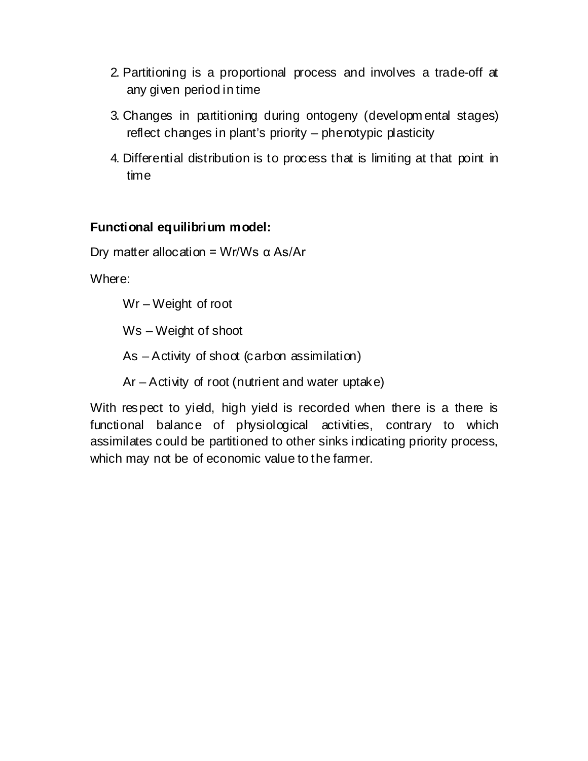2. Partitioning is a proportional process and involves a trade-off at any given period in time
3. Changes in partitioning during ontogeny (developmental stages) reflect changes in plant's priority – phenotypic plasticity
4. Differential distribution is to process that is limiting at that point in time

**Functional equilibrium model:**

Dry matter allocation = $W_r/W_s \propto A_s/A_r$

Where:

$W_r$ – Weight of root

$W_s$ – Weight of shoot

$A_s$ – Activity of shoot (carbon assimilation)

$A_r$ – Activity of root (nutrient and water uptake)

With respect to yield, high yield is recorded when there is a there is functional balance of physiological activities, contrary to which assimilates could be partitioned to other sinks indicating priority process, which may not be of economic value to the farmer.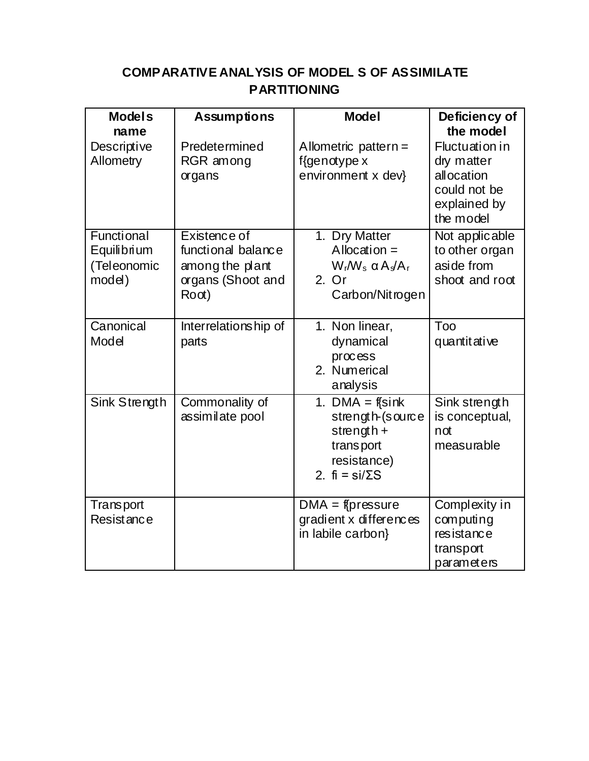# COMPARATIVE ANALYSIS OF MODEL S OF ASSIMILATE PARTITIONING

| Models name | Assumptions | Model | Deficiency of the model |
|---|---|---|---|
| Descriptive Allometry | Predetermined RGR among organs | Allometric pattern = f{genotype x environment x dev} | Fluctuation in dry matter allocation could not be explained by the model |
| Functional Equilibrium (Teleonomic model) | Existence of functional balance among the plant organs (Shoot and Root) | 1. Dry Matter Allocation = $W_r/W_s \alpha A_s/A_r$ 2. Or Carbon/Nitrogen | Not applicable to other organ aside from shoot and root |
| Canonical Model | Interrelationship of parts | 1. Non linear, dynamical process 2. Numerical analysis | Too quantitative |
| Sink Strength | Commonality of assimilate pool | 1. DMA = f{sink strength-(source strength + transport resistance) 2. $fi = si/\Sigma S$ | Sink strength is conceptual, not measurable |
| Transport Resistance | | DMA = f{pressure gradient x differences in labile carbon} | Complexity in computing resistance transport parameters |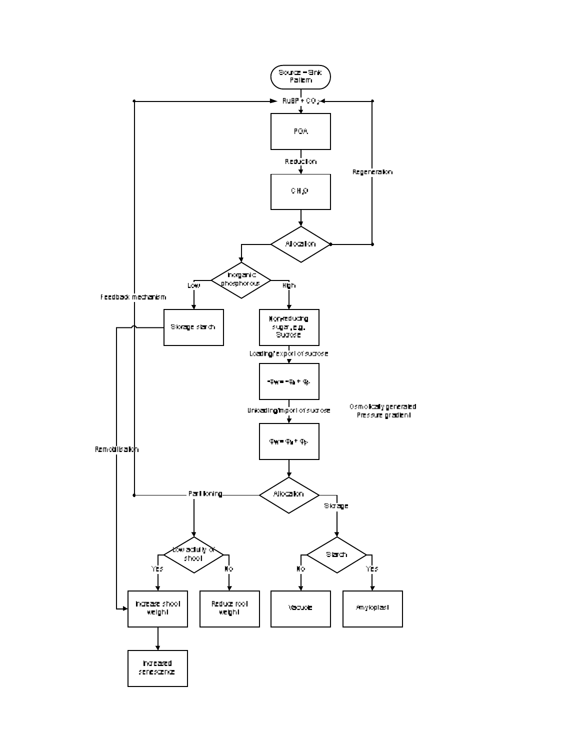- Source – Sink Pattern
- $RuBP + CO_2$
- PGA
- Reduction
- $CH_2O$
- Regeneration
- Allocation
- Inorganic phosphorous
  - Low → Storage starch
  - High → Non-reducing sugar, e.g. Sucrose
- Feedback mechanism
- Loading/export of sucrose
- $-\Psi w = -\Psi s + \Psi p$
- Unloading/import of sucrose
- Osmotically generated Pressure gradient
- $\Psi w = \Psi s + \Psi p$
- Remobilization
- Allocation
  - Partitioning → Low activity of shoot
    - Yes → Increase shoot weight → Increased senescence
    - No → Reduce root weight
  - Storage → Starch
    - No → Vacuole
    - Yes → Amyloplast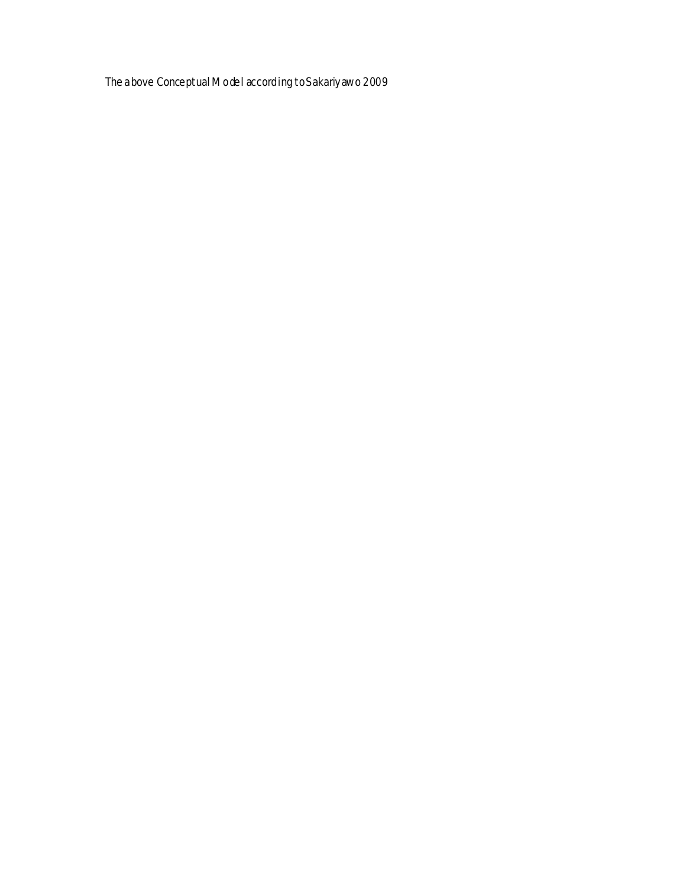The above Conceptual Model according to Sakariyawo 2009